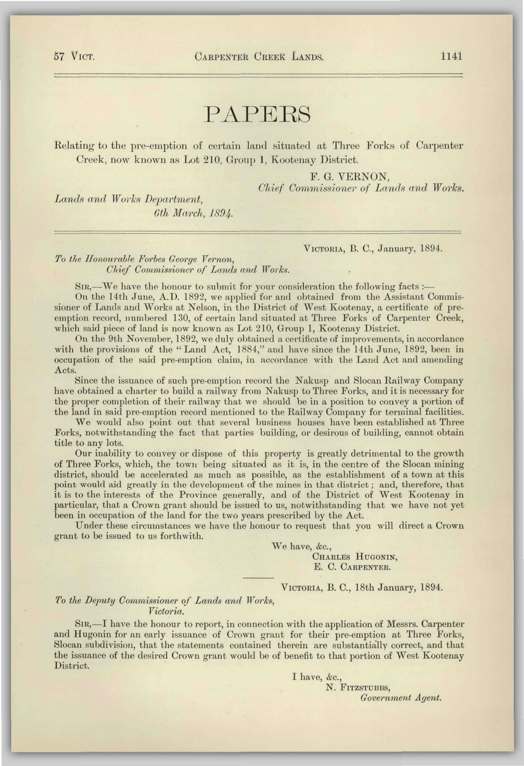# PAPERS

Relating to the pre-emption of certain land situated at Three Forks of Carpenter Creek, now known as Lot 210, Group 1, Kootenay District.

F. G. VERNON,
*Chief Commissioner of Lands and Works.*

*Lands and Works Department,*
*6th March, 1894.*

---

VICTORIA, B. C., January, 1894.

*To the Honourable Forbes George Vernon,*
*Chief Commissioner of Lands and Works.*

SIR,—We have the honour to submit for your consideration the following facts :—

On the 14th June, A.D. 1892, we applied for and obtained from the Assistant Commissioner of Lands and Works at Nelson, in the District of West Kootenay, a certificate of pre-emption record, numbered 130, of certain land situated at Three Forks of Carpenter Creek, which said piece of land is now known as Lot 210, Group 1, Kootenay District.

On the 9th November, 1892, we duly obtained a certificate of improvements, in accordance with the provisions of the "Land Act, 1884," and have since the 14th June, 1892, been in occupation of the said pre-emption claim, in accordance with the Land Act and amending Acts.

Since the issuance of such pre-emption record the Nakusp and Slocan Railway Company have obtained a charter to build a railway from Nakusp to Three Forks, and it is necessary for the proper completion of their railway that we should be in a position to convey a portion of the land in said pre-emption record mentioned to the Railway Company for terminal facilities.

We would also point out that several business houses have been established at Three Forks, notwithstanding the fact that parties building, or desirous of building, cannot obtain title to any lots.

Our inability to convey or dispose of this property is greatly detrimental to the growth of Three Forks, which, the town being situated as it is, in the centre of the Slocan mining district, should be accelerated as much as possible, as the establishment of a town at this point would aid greatly in the development of the mines in that district ; and, therefore, that it is to the interests of the Province generally, and of the District of West Kootenay in particular, that a Crown grant should be issued to us, notwithstanding that we have not yet been in occupation of the land for the two years prescribed by the Act.

Under these circumstances we have the honour to request that you will direct a Crown grant to be issued to us forthwith.

We have, &c.,
CHARLES HUGONIN,
E. C. CARPENTER.

---

VICTORIA, B. C., 18th January, 1894.

*To the Deputy Commissioner of Lands and Works,*
*Victoria.*

SIR,—I have the honour to report, in connection with the application of Messrs. Carpenter and Hugonin for an early issuance of Crown grant for their pre-emption at Three Forks, Slocan subdivision, that the statements contained therein are substantially correct, and that the issuance of the desired Crown grant would be of benefit to that portion of West Kootenay District.

I have, &c.,
N. FITZSTUBBS,
*Government Agent.*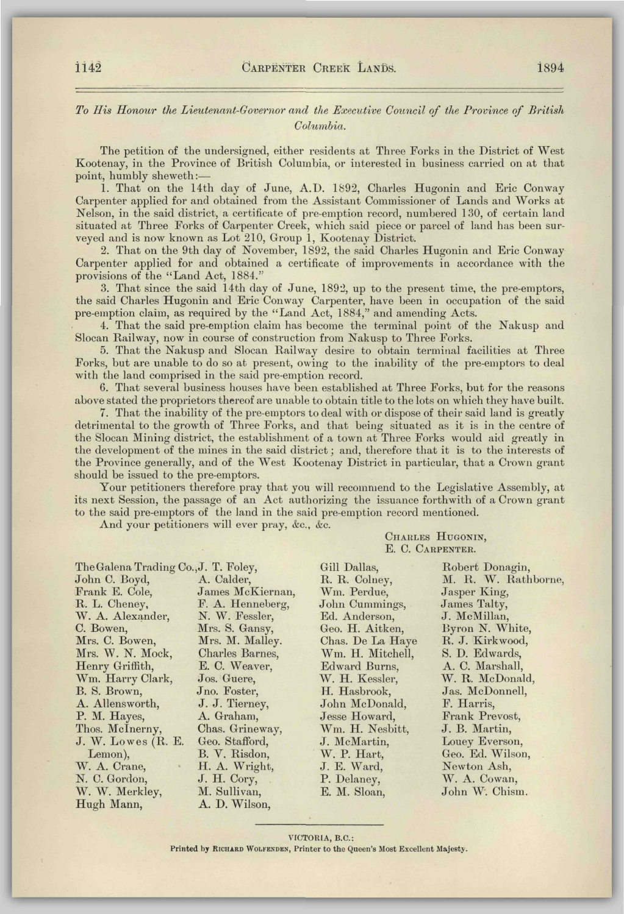*To His Honour the Lieutenant-Governor and the Executive Council of the Province of British Columbia.*

The petition of the undersigned, either residents at Three Forks in the District of West Kootenay, in the Province of British Columbia, or interested in business carried on at that point, humbly sheweth:—

1. That on the 14th day of June, A.D. 1892, Charles Hugonin and Eric Conway Carpenter applied for and obtained from the Assistant Commissioner of Lands and Works at Nelson, in the said district, a certificate of pre-emption record, numbered 130, of certain land situated at Three Forks of Carpenter Creek, which said piece or parcel of land has been surveyed and is now known as Lot 210, Group 1, Kootenay District.

2. That on the 9th day of November, 1892, the said Charles Hugonin and Eric Conway Carpenter applied for and obtained a certificate of improvements in accordance with the provisions of the "Land Act, 1884."

3. That since the said 14th day of June, 1892, up to the present time, the pre-emptors, the said Charles Hugonin and Eric Conway Carpenter, have been in occupation of the said pre-emption claim, as required by the "Land Act, 1884," and amending Acts.

4. That the said pre-emption claim has become the terminal point of the Nakusp and Slocan Railway, now in course of construction from Nakusp to Three Forks.

5. That the Nakusp and Slocan Railway desire to obtain terminal facilities at Three Forks, but are unable to do so at present, owing to the inability of the pre-emptors to deal with the land comprised in the said pre-emption record.

6. That several business houses have been established at Three Forks, but for the reasons above stated the proprietors thereof are unable to obtain title to the lots on which they have built.

7. That the inability of the pre-emptors to deal with or dispose of their said land is greatly detrimental to the growth of Three Forks, and that being situated as it is in the centre of the Slocan Mining district, the establishment of a town at Three Forks would aid greatly in the development of the mines in the said district; and, therefore that it is to the interests of the Province generally, and of the West Kootenay District in particular, that a Crown grant should be issued to the pre-emptors.

Your petitioners therefore pray that you will recommend to the Legislative Assembly, at its next Session, the passage of an Act authorizing the issuance forthwith of a Crown grant to the said pre-emptors of the land in the said pre-emption record mentioned.

And your petitioners will ever pray, &c., &c.

CHARLES HUGONIN,
E. C. CARPENTER.

The Galena Trading Co.,
John C. Boyd,
Frank E. Cole,
R. L. Cheney,
W. A. Alexander,
C. Bowen,
Mrs. C. Bowen,
Mrs. W. N. Mock,
Henry Griffith,
Wm. Harry Clark,
B. S. Brown,
A. Allensworth,
P. M. Hayes,
Thos. McInerny,
J. W. Lowes (R. E. Lemon),
W. A. Crane,
N. C. Gordon,
W. W. Merkley,
Hugh Mann,
J. T. Foley,
A. Calder,
James McKiernan,
F. A. Henneberg,
N. W. Fessler,
Mrs. S. Gansy,
Mrs. M. Malley.
Charles Barnes,
E. C. Weaver,
Jos. Guere,
Jno. Foster,
J. J. Tierney,
A. Graham,
Chas. Grineway,
Geo. Stafford,
B. V. Risdon,
H. A. Wright,
J. H. Cory,
M. Sullivan,
A. D. Wilson,
Gill Dallas,
R. R. Colney,
Wm. Perdue,
John Cummings,
Ed. Anderson,
Geo. H. Aitken,
Chas. De La Haye
Wm. H. Mitchell,
Edward Burns,
W. H. Kessler,
H. Hasbrook,
John McDonald,
Jesse Howard,
Wm. H. Nesbitt,
J. McMartin,
W. P. Hart,
J. E. Ward,
P. Delaney,
E. M. Sloan,
Robert Donagin,
M. R. W. Rathborne,
Jasper King,
James Talty,
J. McMillan,
Byron N. White,
R. J. Kirkwood,
S. D. Edwards,
A. C. Marshall,
W. R. McDonald,
Jas. McDonnell,
F. Harris,
Frank Prevost,
J. B. Martin,
Louey Everson,
Geo. Ed. Wilson,
Newton Ash,
W. A. Cowan,
John W. Chism.

---

VICTORIA, B.C.:
Printed by RICHARD WOLFENDEN, Printer to the Queen's Most Excellent Majesty.